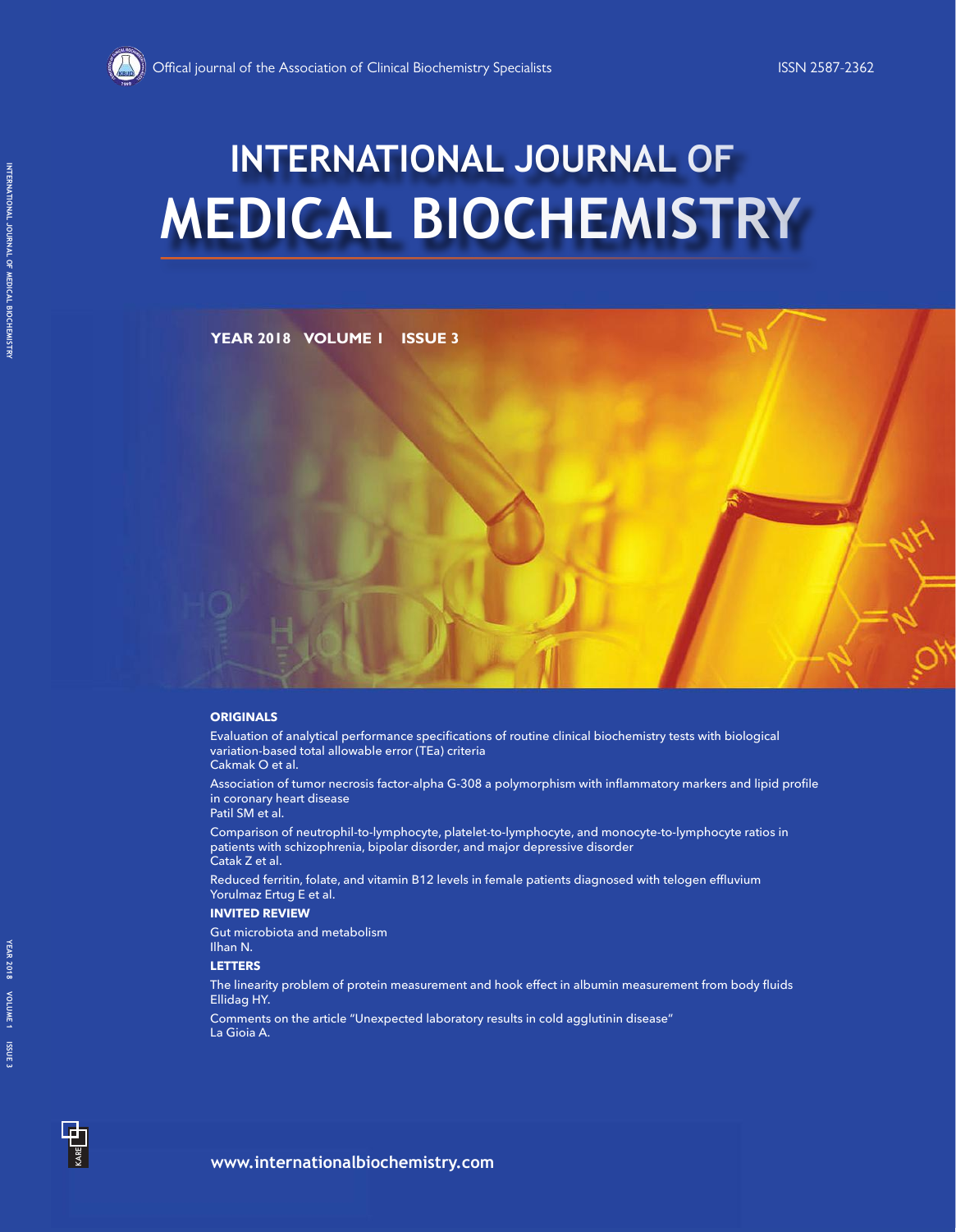Offical journal of the Association of Clinical Biochemistry Specialists

ISSN 2587-2362

# INTERNATIONAL JOURNAL OF MEDICAL BIOCHEMISTRY

**YEAR 2018 VOLUME I ISSUE 3**

## ORIGINALS

Evaluation of analytical performance specifications of routine clinical biochemistry tests with biological variation-based total allowable error (TEa) criteria
Cakmak O et al.

Association of tumor necrosis factor-alpha G-308 a polymorphism with inflammatory markers and lipid profile in coronary heart disease
Patil SM et al.

Comparison of neutrophil-to-lymphocyte, platelet-to-lymphocyte, and monocyte-to-lymphocyte ratios in patients with schizophrenia, bipolar disorder, and major depressive disorder
Catak Z et al.

Reduced ferritin, folate, and vitamin B12 levels in female patients diagnosed with telogen effluvium
Yorulmaz Ertug E et al.

## INVITED REVIEW

Gut microbiota and metabolism
Ilhan N.

## LETTERS

The linearity problem of protein measurement and hook effect in albumin measurement from body fluids
Ellidag HY.

Comments on the article "Unexpected laboratory results in cold agglutinin disease"
La Gioia A.

www.internationalbiochemistry.com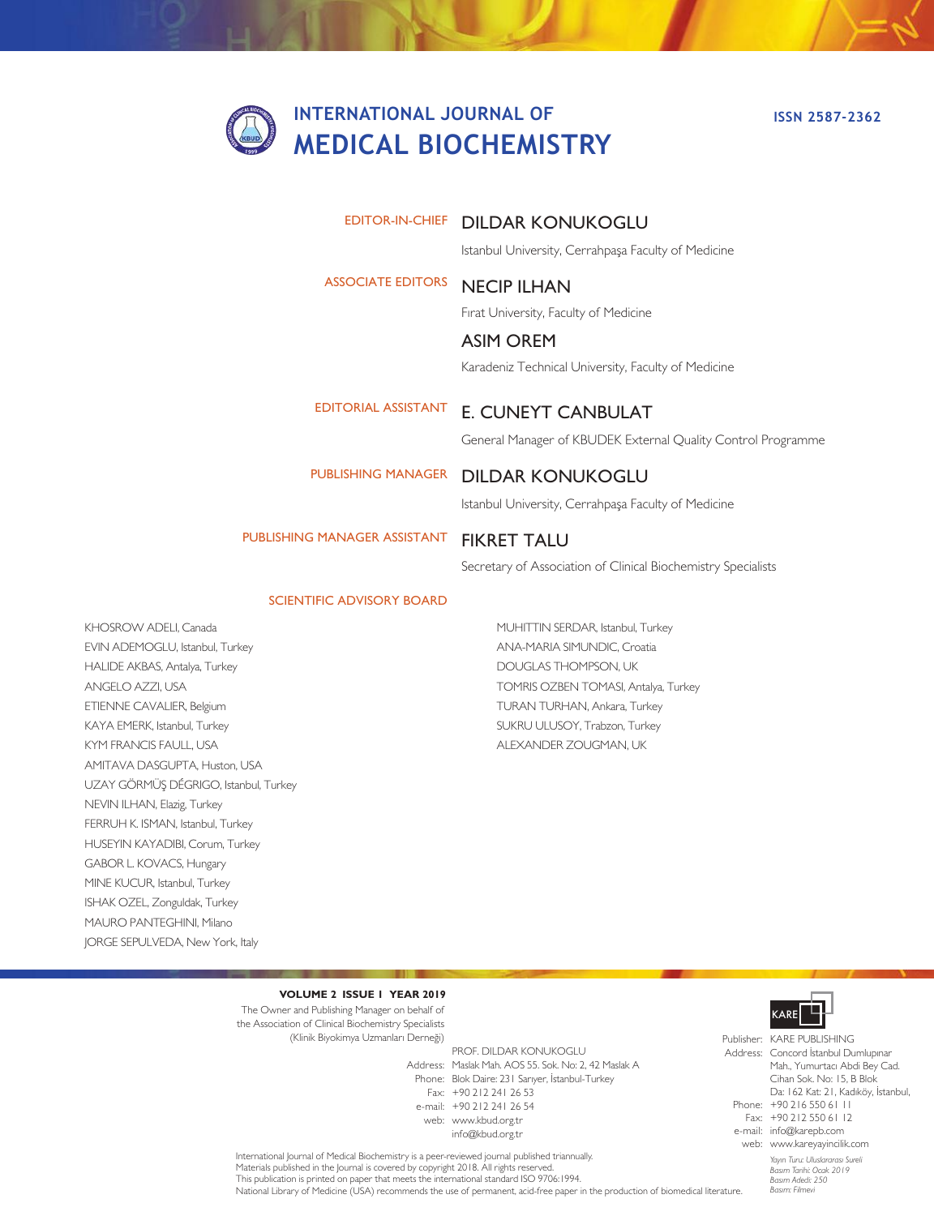# INTERNATIONAL JOURNAL OF MEDICAL BIOCHEMISTRY

ISSN 2587-2362

**EDITOR-IN-CHIEF**
DILDAR KONUKOGLU
Istanbul University, Cerrahpaşa Faculty of Medicine

**ASSOCIATE EDITORS**
NECIP ILHAN
Fırat University, Faculty of Medicine

ASIM OREM
Karadeniz Technical University, Faculty of Medicine

**EDITORIAL ASSISTANT**
E. CUNEYT CANBULAT
General Manager of KBUDEK External Quality Control Programme

**PUBLISHING MANAGER**
DILDAR KONUKOGLU
Istanbul University, Cerrahpaşa Faculty of Medicine

**PUBLISHING MANAGER ASSISTANT**
FIKRET TALU
Secretary of Association of Clinical Biochemistry Specialists

**SCIENTIFIC ADVISORY BOARD**

KHOSROW ADELI, Canada
EVIN ADEMOGLU, Istanbul, Turkey
HALIDE AKBAS, Antalya, Turkey
ANGELO AZZI, USA
ETIENNE CAVALIER, Belgium
KAYA EMERK, Istanbul, Turkey
KYM FRANCIS FAULL, USA
AMITAVA DASGUPTA, Huston, USA
UZAY GÖRMÜŞ DÉGRIGO, Istanbul, Turkey
NEVIN ILHAN, Elazig, Turkey
FERRUH K. ISMAN, Istanbul, Turkey
HUSEYIN KAYADIBI, Corum, Turkey
GABOR L. KOVACS, Hungary
MINE KUCUR, Istanbul, Turkey
ISHAK OZEL, Zonguldak, Turkey
MAURO PANTEGHINI, Milano
JORGE SEPULVEDA, New York, Italy
MUHITTIN SERDAR, Istanbul, Turkey
ANA-MARIA SIMUNDIC, Croatia
DOUGLAS THOMPSON, UK
TOMRIS OZBEN TOMASI, Antalya, Turkey
TURAN TURHAN, Ankara, Turkey
SUKRU ULUSOY, Trabzon, Turkey
ALEXANDER ZOUGMAN, UK

**VOLUME 2 ISSUE 1 YEAR 2019**

The Owner and Publishing Manager on behalf of the Association of Clinical Biochemistry Specialists (Klinik Biyokimya Uzmanları Derneği)

PROF. DILDAR KONUKOGLU
Address: Maslak Mah. AOS 55. Sok. No: 2, 42 Maslak A Blok Daire: 231 Sarıyer, İstanbul-Turkey
Phone: +90 212 241 26 53
Fax: +90 212 241 26 54
e-mail: info@kbud.org.tr
web: www.kbud.org.tr

KARE

Publisher: KARE PUBLISHING
Address: Concord İstanbul Dumlupınar Mah., Yumurtacı Abdi Bey Cad. Cihan Sok. No: 15, B Blok Da: 162 Kat: 21, Kadıköy, İstanbul,
Phone: +90 216 550 61 11
Fax: +90 212 550 61 12
e-mail: info@karepb.com
web: www.kareyayincilik.com

*Yayın Turu: Uluslararası Sureli*
*Basım Tarihi: Ocak 2019*
*Basım Adedi: 250*
*Basım: Filmevi*

International Journal of Medical Biochemistry is a peer-reviewed journal published triannually.
Materials published in the Journal is covered by copyright 2018. All rights reserved.
This publication is printed on paper that meets the international standard ISO 9706:1994.
National Library of Medicine (USA) recommends the use of permanent, acid-free paper in the production of biomedical literature.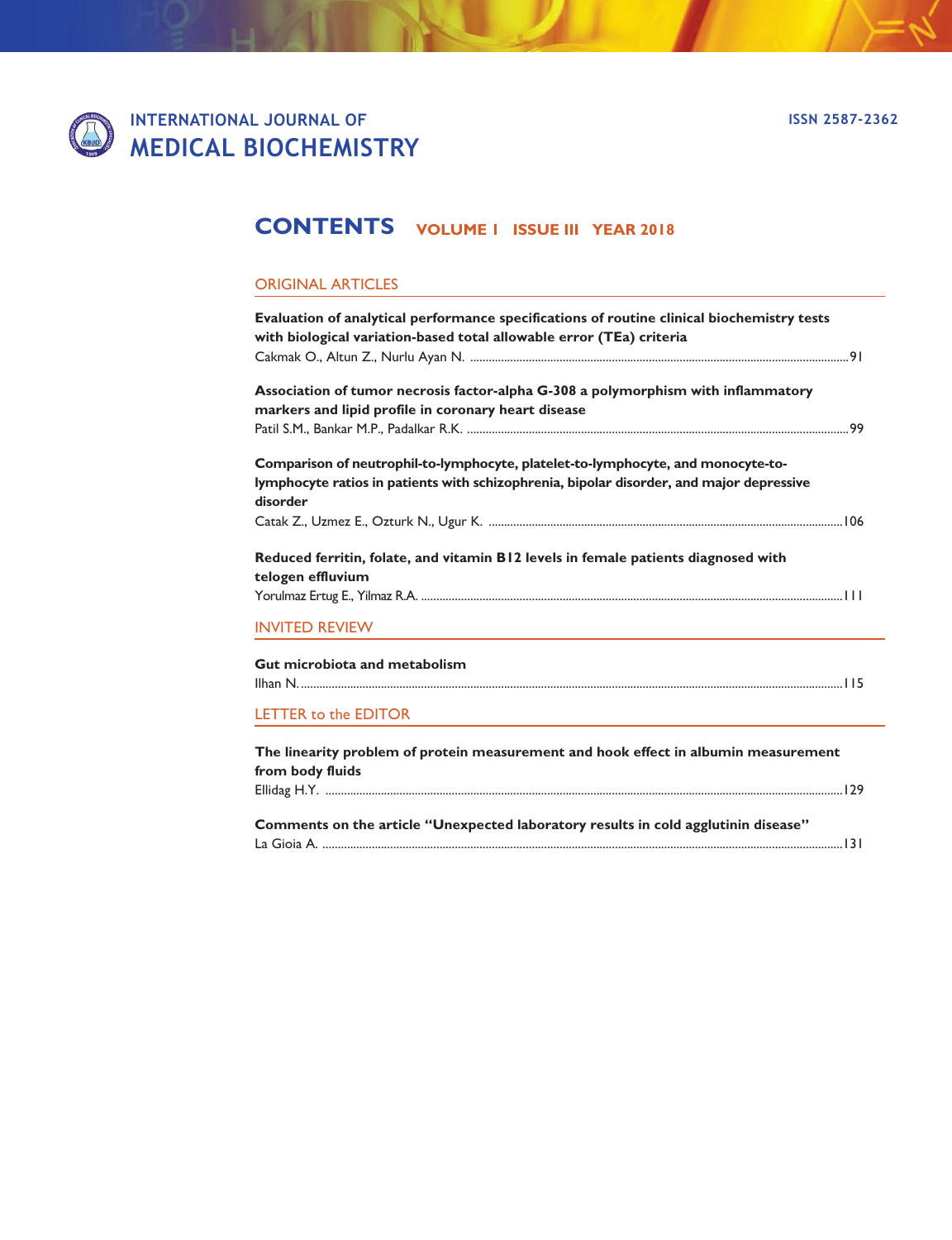INTERNATIONAL JOURNAL OF
# MEDICAL BIOCHEMISTRY

ISSN 2587-2362

## CONTENTS VOLUME I ISSUE III YEAR 2018

### ORIGINAL ARTICLES

**Evaluation of analytical performance specifications of routine clinical biochemistry tests with biological variation-based total allowable error (TEa) criteria**
Cakmak O., Altun Z., Nurlu Ayan N. ....................91

**Association of tumor necrosis factor-alpha G-308 a polymorphism with inflammatory markers and lipid profile in coronary heart disease**
Patil S.M., Bankar M.P., Padalkar R.K. ....................99

**Comparison of neutrophil-to-lymphocyte, platelet-to-lymphocyte, and monocyte-to-lymphocyte ratios in patients with schizophrenia, bipolar disorder, and major depressive disorder**
Catak Z., Uzmez E., Ozturk N., Ugur K. ....................106

**Reduced ferritin, folate, and vitamin B12 levels in female patients diagnosed with telogen effluvium**
Yorulmaz Ertug E., Yilmaz R.A. ....................111

### INVITED REVIEW

**Gut microbiota and metabolism**
Ilhan N. ....................115

### LETTER to the EDITOR

**The linearity problem of protein measurement and hook effect in albumin measurement from body fluids**
Ellidag H.Y. ....................129

**Comments on the article "Unexpected laboratory results in cold agglutinin disease"**
La Gioia A. ....................131